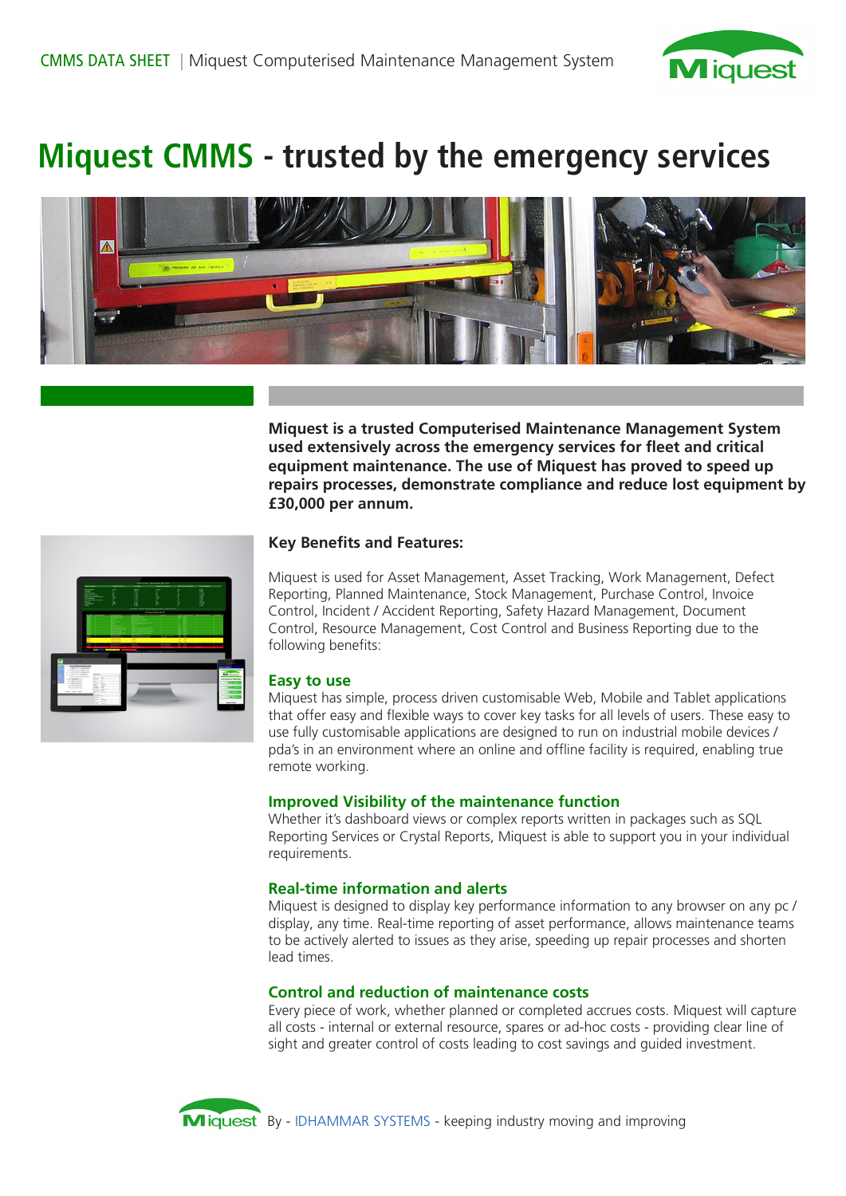# Miquest CMMS - trusted by the emergency services

**Miquest is a trusted Computerised Maintenance Management System used extensively across the emergency services for fleet and critical equipment maintenance. The use of Miquest has proved to speed up repairs processes, demonstrate compliance and reduce lost equipment by £30,000 per annum.**

### Key Benefits and Features:

Miquest is used for Asset Management, Asset Tracking, Work Management, Defect Reporting, Planned Maintenance, Stock Management, Purchase Control, Invoice Control, Incident / Accident Reporting, Safety Hazard Management, Document Control, Resource Management, Cost Control and Business Reporting due to the following benefits:

### Easy to use

Miquest has simple, process driven customisable Web, Mobile and Tablet applications that offer easy and flexible ways to cover key tasks for all levels of users. These easy to use fully customisable applications are designed to run on industrial mobile devices / pda's in an environment where an online and offline facility is required, enabling true remote working.

### Improved Visibility of the maintenance function

Whether it's dashboard views or complex reports written in packages such as SQL Reporting Services or Crystal Reports, Miquest is able to support you in your individual requirements.

### Real-time information and alerts

Miquest is designed to display key performance information to any browser on any pc / display, any time. Real-time reporting of asset performance, allows maintenance teams to be actively alerted to issues as they arise, speeding up repair processes and shorten lead times.

### Control and reduction of maintenance costs

Every piece of work, whether planned or completed accrues costs. Miquest will capture all costs - internal or external resource, spares or ad-hoc costs - providing clear line of sight and greater control of costs leading to cost savings and guided investment.

Miquest By - IDHAMMAR SYSTEMS - keeping industry moving and improving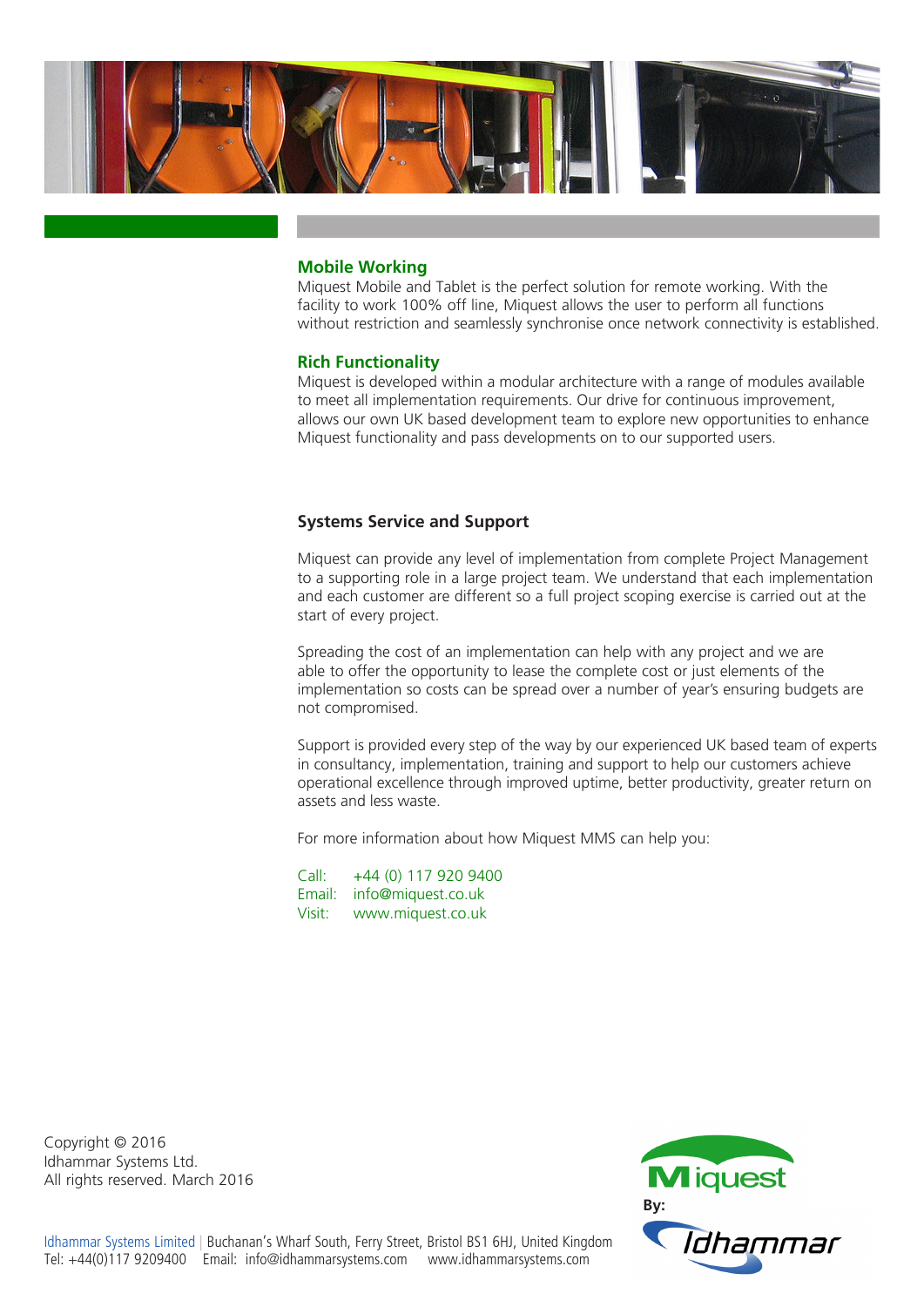## Mobile Working

Miquest Mobile and Tablet is the perfect solution for remote working. With the facility to work 100% off line, Miquest allows the user to perform all functions without restriction and seamlessly synchronise once network connectivity is established.

## Rich Functionality

Miquest is developed within a modular architecture with a range of modules available to meet all implementation requirements. Our drive for continuous improvement, allows our own UK based development team to explore new opportunities to enhance Miquest functionality and pass developments on to our supported users.

## Systems Service and Support

Miquest can provide any level of implementation from complete Project Management to a supporting role in a large project team. We understand that each implementation and each customer are different so a full project scoping exercise is carried out at the start of every project.

Spreading the cost of an implementation can help with any project and we are able to offer the opportunity to lease the complete cost or just elements of the implementation so costs can be spread over a number of year's ensuring budgets are not compromised.

Support is provided every step of the way by our experienced UK based team of experts in consultancy, implementation, training and support to help our customers achieve operational excellence through improved uptime, better productivity, greater return on assets and less waste.

For more information about how Miquest MMS can help you:

Call: +44 (0) 117 920 9400
Email: info@miquest.co.uk
Visit: www.miquest.co.uk

Copyright © 2016
Idhammar Systems Ltd.
All rights reserved. March 2016

Miquest By: Idhammar

Idhammar Systems Limited | Buchanan's Wharf South, Ferry Street, Bristol BS1 6HJ, United Kingdom
Tel: +44(0)117 9209400 Email: info@idhammarsystems.com www.idhammarsystems.com